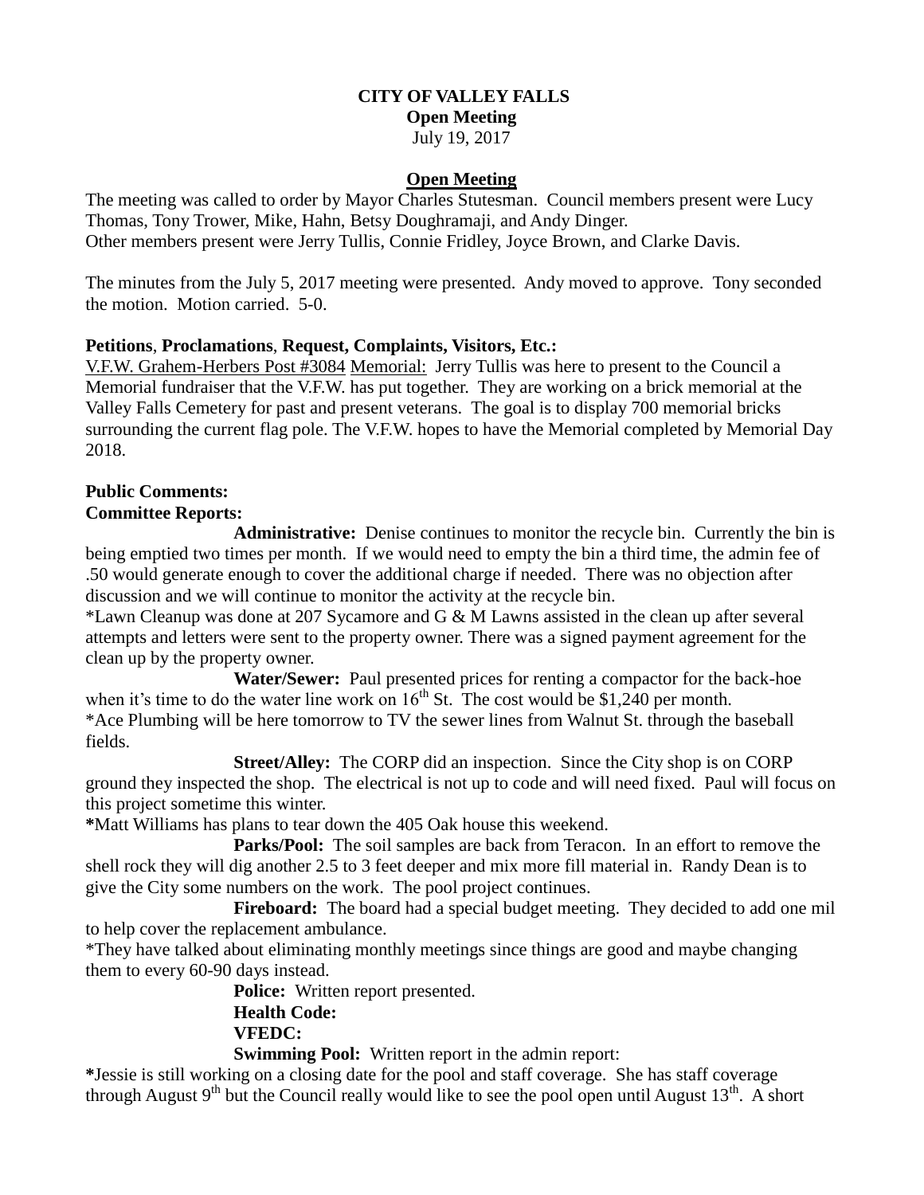**CITY OF VALLEY FALLS**
**Open Meeting**
July 19, 2017

**Open Meeting**

The meeting was called to order by Mayor Charles Stutesman. Council members present were Lucy Thomas, Tony Trower, Mike, Hahn, Betsy Doughramaji, and Andy Dinger.
Other members present were Jerry Tullis, Connie Fridley, Joyce Brown, and Clarke Davis.

The minutes from the July 5, 2017 meeting were presented. Andy moved to approve. Tony seconded the motion. Motion carried. 5-0.

**Petitions**, **Proclamations**, **Request, Complaints, Visitors, Etc.:**

V.F.W. Grahem-Herbers Post #3084 Memorial: Jerry Tullis was here to present to the Council a Memorial fundraiser that the V.F.W. has put together. They are working on a brick memorial at the Valley Falls Cemetery for past and present veterans. The goal is to display 700 memorial bricks surrounding the current flag pole. The V.F.W. hopes to have the Memorial completed by Memorial Day 2018.

**Public Comments:**

**Committee Reports:**

**Administrative:** Denise continues to monitor the recycle bin. Currently the bin is being emptied two times per month. If we would need to empty the bin a third time, the admin fee of .50 would generate enough to cover the additional charge if needed. There was no objection after discussion and we will continue to monitor the activity at the recycle bin.

*Lawn Cleanup was done at 207 Sycamore and G & M Lawns assisted in the clean up after several attempts and letters were sent to the property owner. There was a signed payment agreement for the clean up by the property owner.

**Water/Sewer:** Paul presented prices for renting a compactor for the back-hoe when it's time to do the water line work on 16th St. The cost would be $1,240 per month.

*Ace Plumbing will be here tomorrow to TV the sewer lines from Walnut St. through the baseball fields.

**Street/Alley:** The CORP did an inspection. Since the City shop is on CORP ground they inspected the shop. The electrical is not up to code and will need fixed. Paul will focus on this project sometime this winter.

*Matt Williams has plans to tear down the 405 Oak house this weekend.

**Parks/Pool:** The soil samples are back from Teracon. In an effort to remove the shell rock they will dig another 2.5 to 3 feet deeper and mix more fill material in. Randy Dean is to give the City some numbers on the work. The pool project continues.

**Fireboard:** The board had a special budget meeting. They decided to add one mil to help cover the replacement ambulance.

*They have talked about eliminating monthly meetings since things are good and maybe changing them to every 60-90 days instead.

**Police:** Written report presented.

**Health Code:**

**VFEDC:**

**Swimming Pool:** Written report in the admin report:

*Jessie is still working on a closing date for the pool and staff coverage. She has staff coverage through August 9th but the Council really would like to see the pool open until August 13th. A short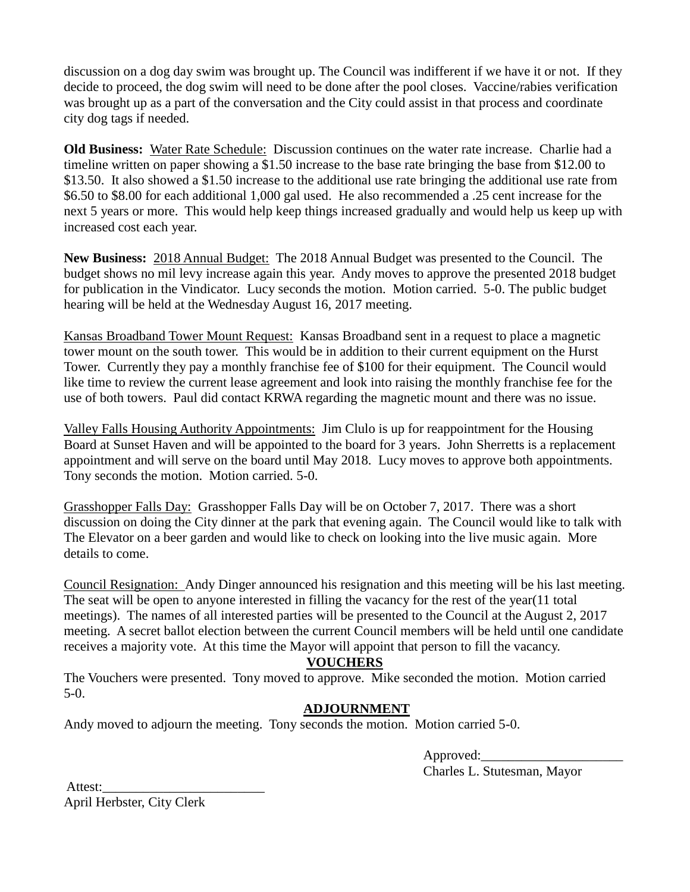discussion on a dog day swim was brought up. The Council was indifferent if we have it or not. If they decide to proceed, the dog swim will need to be done after the pool closes. Vaccine/rabies verification was brought up as a part of the conversation and the City could assist in that process and coordinate city dog tags if needed.

**Old Business:** Water Rate Schedule: Discussion continues on the water rate increase. Charlie had a timeline written on paper showing a $1.50 increase to the base rate bringing the base from $12.00 to $13.50. It also showed a $1.50 increase to the additional use rate bringing the additional use rate from $6.50 to $8.00 for each additional 1,000 gal used. He also recommended a .25 cent increase for the next 5 years or more. This would help keep things increased gradually and would help us keep up with increased cost each year.

**New Business:** 2018 Annual Budget: The 2018 Annual Budget was presented to the Council. The budget shows no mil levy increase again this year. Andy moves to approve the presented 2018 budget for publication in the Vindicator. Lucy seconds the motion. Motion carried. 5-0. The public budget hearing will be held at the Wednesday August 16, 2017 meeting.

Kansas Broadband Tower Mount Request: Kansas Broadband sent in a request to place a magnetic tower mount on the south tower. This would be in addition to their current equipment on the Hurst Tower. Currently they pay a monthly franchise fee of $100 for their equipment. The Council would like time to review the current lease agreement and look into raising the monthly franchise fee for the use of both towers. Paul did contact KRWA regarding the magnetic mount and there was no issue.

Valley Falls Housing Authority Appointments: Jim Clulo is up for reappointment for the Housing Board at Sunset Haven and will be appointed to the board for 3 years. John Sherretts is a replacement appointment and will serve on the board until May 2018. Lucy moves to approve both appointments. Tony seconds the motion. Motion carried. 5-0.

Grasshopper Falls Day: Grasshopper Falls Day will be on October 7, 2017. There was a short discussion on doing the City dinner at the park that evening again. The Council would like to talk with The Elevator on a beer garden and would like to check on looking into the live music again. More details to come.

Council Resignation: Andy Dinger announced his resignation and this meeting will be his last meeting. The seat will be open to anyone interested in filling the vacancy for the rest of the year(11 total meetings). The names of all interested parties will be presented to the Council at the August 2, 2017 meeting. A secret ballot election between the current Council members will be held until one candidate receives a majority vote. At this time the Mayor will appoint that person to fill the vacancy.

**VOUCHERS**

The Vouchers were presented. Tony moved to approve. Mike seconded the motion. Motion carried 5-0.

**ADJOURNMENT**

Andy moved to adjourn the meeting. Tony seconds the motion. Motion carried 5-0.

Approved:_____________________
Charles L. Stutesman, Mayor

Attest:________________________
April Herbster, City Clerk